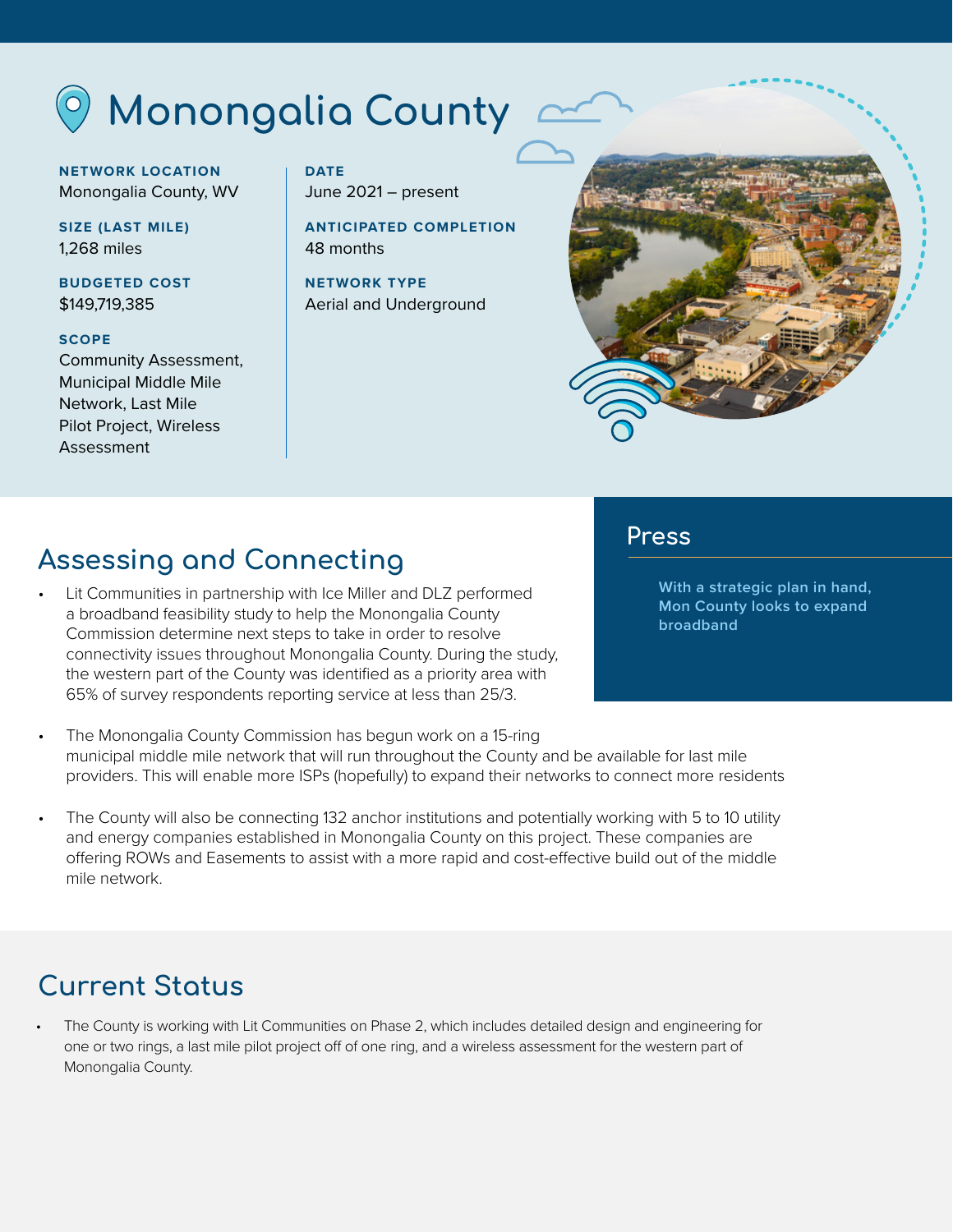# Monongalia County

**NETWORK LOCATION**
Monongalia County, WV

**SIZE (LAST MILE)**
1,268 miles

**BUDGETED COST**
$149,719,385

**SCOPE**
Community Assessment, Municipal Middle Mile Network, Last Mile Pilot Project, Wireless Assessment

**DATE**
June 2021 – present

**ANTICIPATED COMPLETION**
48 months

**NETWORK TYPE**
Aerial and Underground

## Assessing and Connecting

- Lit Communities in partnership with Ice Miller and DLZ performed a broadband feasibility study to help the Monongalia County Commission determine next steps to take in order to resolve connectivity issues throughout Monongalia County. During the study, the western part of the County was identified as a priority area with 65% of survey respondents reporting service at less than 25/3.
- The Monongalia County Commission has begun work on a 15-ring municipal middle mile network that will run throughout the County and be available for last mile providers. This will enable more ISPs (hopefully) to expand their networks to connect more residents
- The County will also be connecting 132 anchor institutions and potentially working with 5 to 10 utility and energy companies established in Monongalia County on this project. These companies are offering ROWs and Easements to assist with a more rapid and cost-effective build out of the middle mile network.

## Press

With a strategic plan in hand, Mon County looks to expand broadband

## Current Status

- The County is working with Lit Communities on Phase 2, which includes detailed design and engineering for one or two rings, a last mile pilot project off of one ring, and a wireless assessment for the western part of Monongalia County.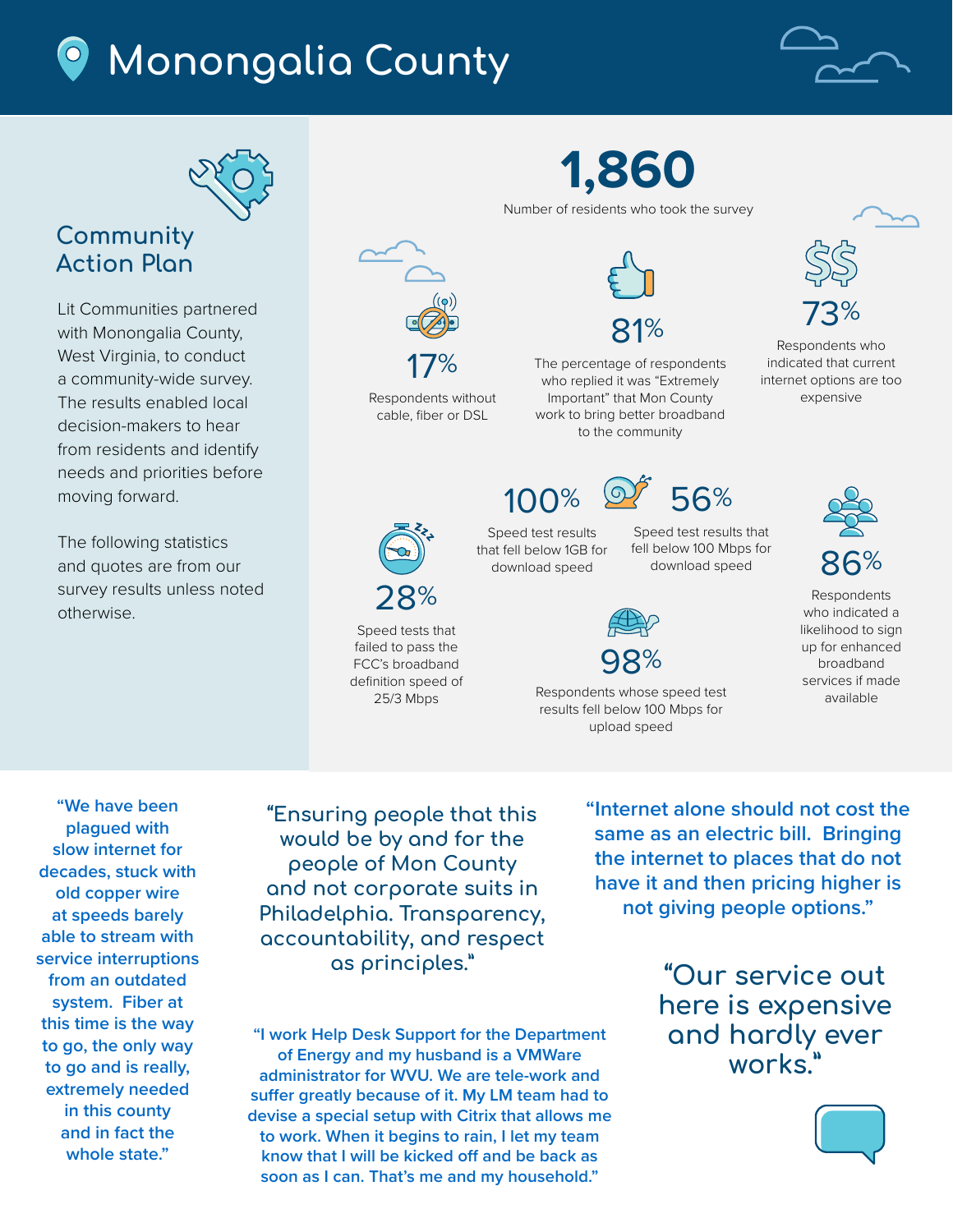# Monongalia County

## Community Action Plan

Lit Communities partnered with Monongalia County, West Virginia, to conduct a community-wide survey. The results enabled local decision-makers to hear from residents and identify needs and priorities before moving forward.

The following statistics and quotes are from our survey results unless noted otherwise.

**1,860**
Number of residents who took the survey

**17%**
Respondents without cable, fiber or DSL

**81%**
The percentage of respondents who replied it was "Extremely Important" that Mon County work to bring better broadband to the community

**73%**
Respondents who indicated that current internet options are too expensive

**100%**
Speed test results that fell below 1GB for download speed

**56%**
Speed test results that fell below 100 Mbps for download speed

**28%**
Speed tests that failed to pass the FCC's broadband definition speed of 25/3 Mbps

**86%**
Respondents who indicated a likelihood to sign up for enhanced broadband services if made available

**98%**
Respondents whose speed test results fell below 100 Mbps for upload speed

"We have been plagued with slow internet for decades, stuck with old copper wire at speeds barely able to stream with service interruptions from an outdated system. Fiber at this time is the way to go, the only way to go and is really, extremely needed in this county and in fact the whole state."

"Ensuring people that this would be by and for the people of Mon County and not corporate suits in Philadelphia. Transparency, accountability, and respect as principles."

"Internet alone should not cost the same as an electric bill. Bringing the internet to places that do not have it and then pricing higher is not giving people options."

"I work Help Desk Support for the Department of Energy and my husband is a VMWare administrator for WVU. We are tele-work and suffer greatly because of it. My LM team had to devise a special setup with Citrix that allows me to work. When it begins to rain, I let my team know that I will be kicked off and be back as soon as I can. That's me and my household."

"Our service out here is expensive and hardly ever works."